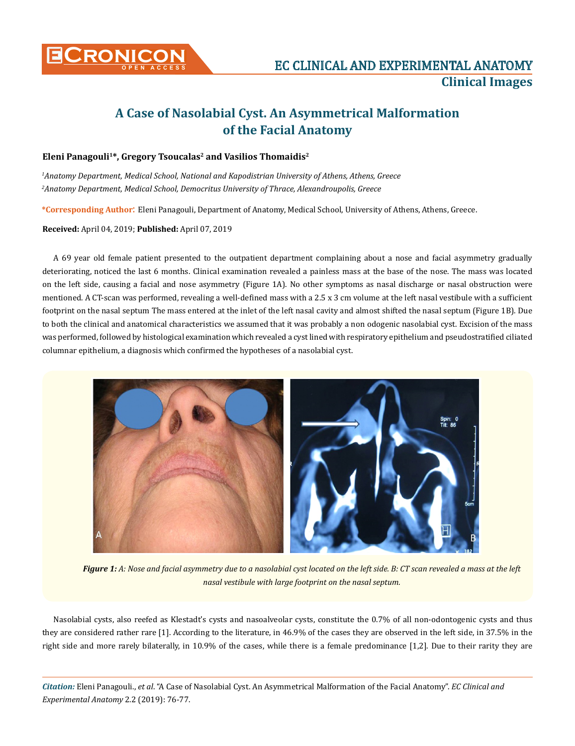# A Case of Nasolabial Cyst. An Asymmetrical Malformation of the Facial Anatomy

**Eleni Panagouli[1]*, Gregory Tsoucalas[2] and Vasilios Thomaidis[2]**

[1]*Anatomy Department, Medical School, National and Kapodistrian University of Athens, Athens, Greece*
[2]*Anatomy Department, Medical School, Democritus University of Thrace, Alexandroupolis, Greece*

***Corresponding Author:** Eleni Panagouli, Department of Anatomy, Medical School, University of Athens, Athens, Greece.

**Received:** April 04, 2019; **Published:** April 07, 2019

A 69 year old female patient presented to the outpatient department complaining about a nose and facial asymmetry gradually deteriorating, noticed the last 6 months. Clinical examination revealed a painless mass at the base of the nose. The mass was located on the left side, causing a facial and nose asymmetry (Figure 1A). No other symptoms as nasal discharge or nasal obstruction were mentioned. A CT-scan was performed, revealing a well-defined mass with a 2.5 x 3 cm volume at the left nasal vestibule with a sufficient footprint on the nasal septum The mass entered at the inlet of the left nasal cavity and almost shifted the nasal septum (Figure 1B). Due to both the clinical and anatomical characteristics we assumed that it was probably a non odogenic nasolabial cyst. Excision of the mass was performed, followed by histological examination which revealed a cyst lined with respiratory epithelium and pseudostratified ciliated columnar epithelium, a diagnosis which confirmed the hypotheses of a nasolabial cyst.

***Figure 1:** A: Nose and facial asymmetry due to a nasolabial cyst located on the left side. B: CT scan revealed a mass at the left nasal vestibule with large footprint on the nasal septum.*

Nasolabial cysts, also reefed as Klestadt's cysts and nasoalveolar cysts, constitute the 0.7% of all non-odontogenic cysts and thus they are considered rather rare [1]. According to the literature, in 46.9% of the cases they are observed in the left side, in 37.5% in the right side and more rarely bilaterally, in 10.9% of the cases, while there is a female predominance [1,2]. Due to their rarity they are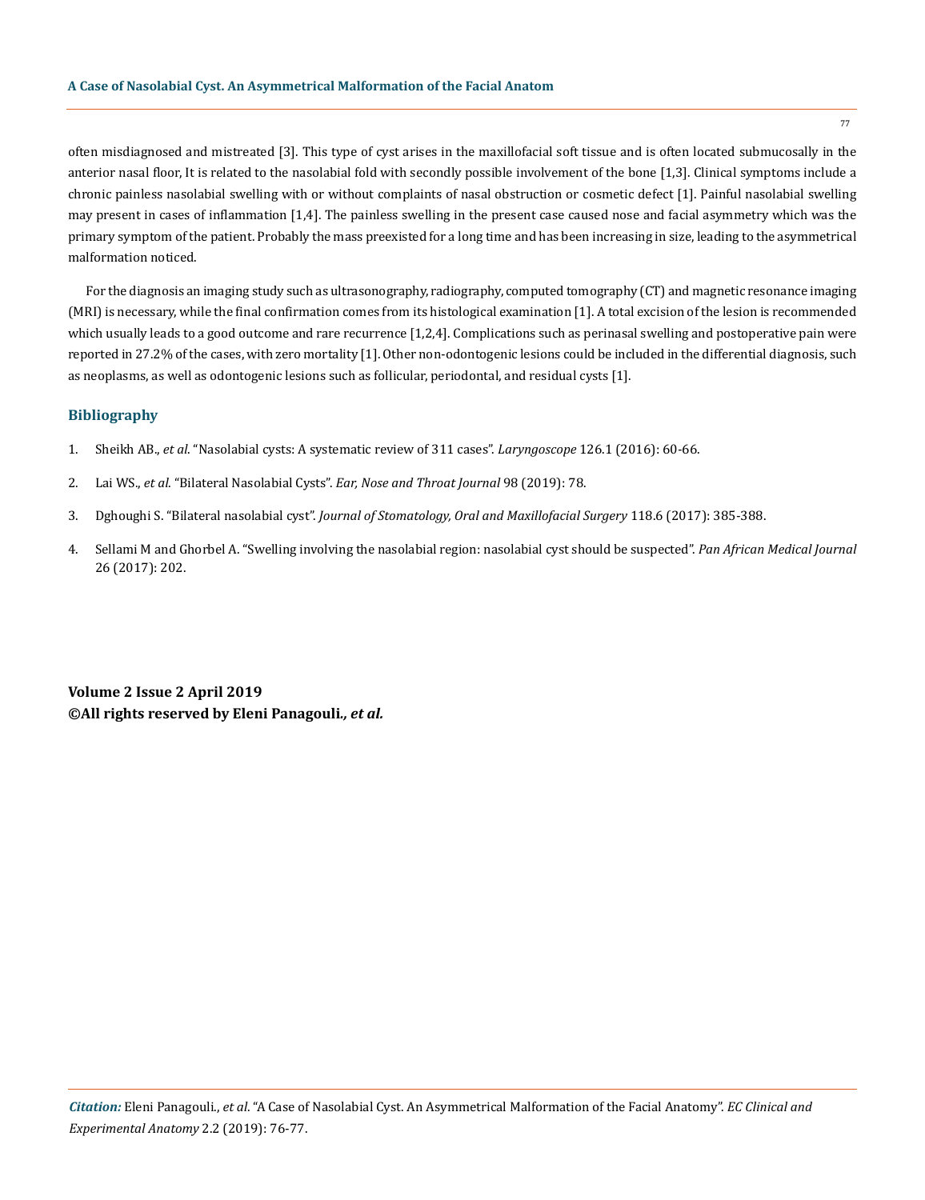often misdiagnosed and mistreated [3]. This type of cyst arises in the maxillofacial soft tissue and is often located submucosally in the anterior nasal floor, It is related to the nasolabial fold with secondly possible involvement of the bone [1,3]. Clinical symptoms include a chronic painless nasolabial swelling with or without complaints of nasal obstruction or cosmetic defect [1]. Painful nasolabial swelling may present in cases of inflammation [1,4]. The painless swelling in the present case caused nose and facial asymmetry which was the primary symptom of the patient. Probably the mass preexisted for a long time and has been increasing in size, leading to the asymmetrical malformation noticed.

For the diagnosis an imaging study such as ultrasonography, radiography, computed tomography (CT) and magnetic resonance imaging (MRI) is necessary, while the final confirmation comes from its histological examination [1]. A total excision of the lesion is recommended which usually leads to a good outcome and rare recurrence [1,2,4]. Complications such as perinasal swelling and postoperative pain were reported in 27.2% of the cases, with zero mortality [1]. Other non-odontogenic lesions could be included in the differential diagnosis, such as neoplasms, as well as odontogenic lesions such as follicular, periodontal, and residual cysts [1].

## Bibliography

1. Sheikh AB., *et al*. "Nasolabial cysts: A systematic review of 311 cases". *Laryngoscope* 126.1 (2016): 60-66.
2. Lai WS., *et al*. "Bilateral Nasolabial Cysts". *Ear, Nose and Throat Journal* 98 (2019): 78.
3. Dghoughi S. "Bilateral nasolabial cyst". *Journal of Stomatology, Oral and Maxillofacial Surgery* 118.6 (2017): 385-388.
4. Sellami M and Ghorbel A. "Swelling involving the nasolabial region: nasolabial cyst should be suspected". *Pan African Medical Journal* 26 (2017): 202.

**Volume 2 Issue 2 April 2019**
**©All rights reserved by Eleni Panagouli*., et al.***